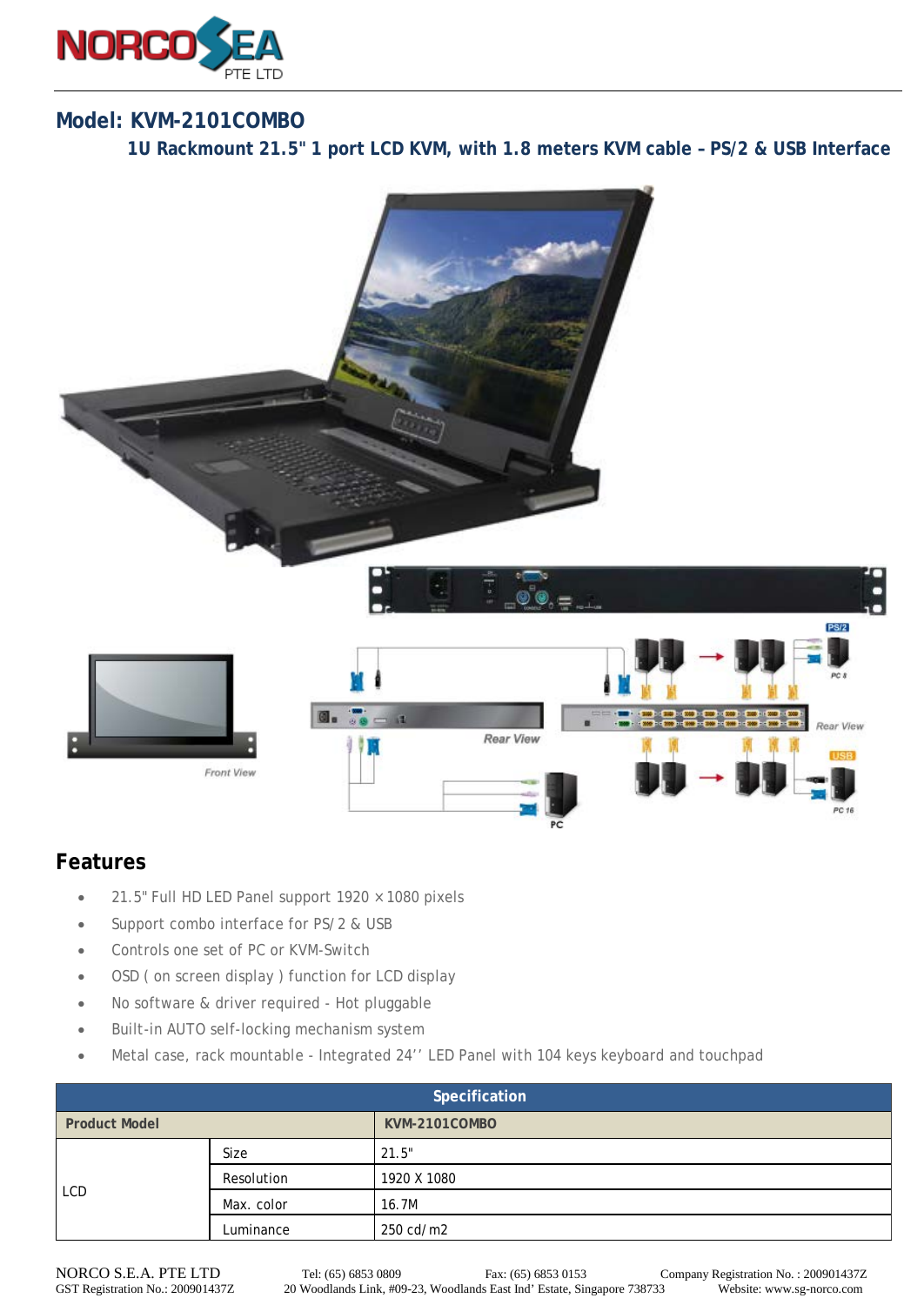# Model: KVM-2101COMBO

### 1U Rackmount 21.5" 1 port LCD KVM, with 1.8 meters KVM cable – PS/2 & USB Interface

## Features

- 21.5" Full HD LED Panel support 1920 × 1080 pixels
- Support combo interface for PS/2 & USB
- Controls one set of PC or KVM-Switch
- OSD ( on screen display ) function for LCD display
- No software & driver required - Hot pluggable
- Built-in AUTO self-locking mechanism system
- Metal case, rack mountable - Integrated 24'' LED Panel with 104 keys keyboard and touchpad

| Specification | | |
|---|---|---|
| **Product Model** | | **KVM-2101COMBO** |
| LCD | Size | 21.5" |
| | Resolution | 1920 X 1080 |
| | Max. color | 16.7M |
| | Luminance | 250 cd/m2 |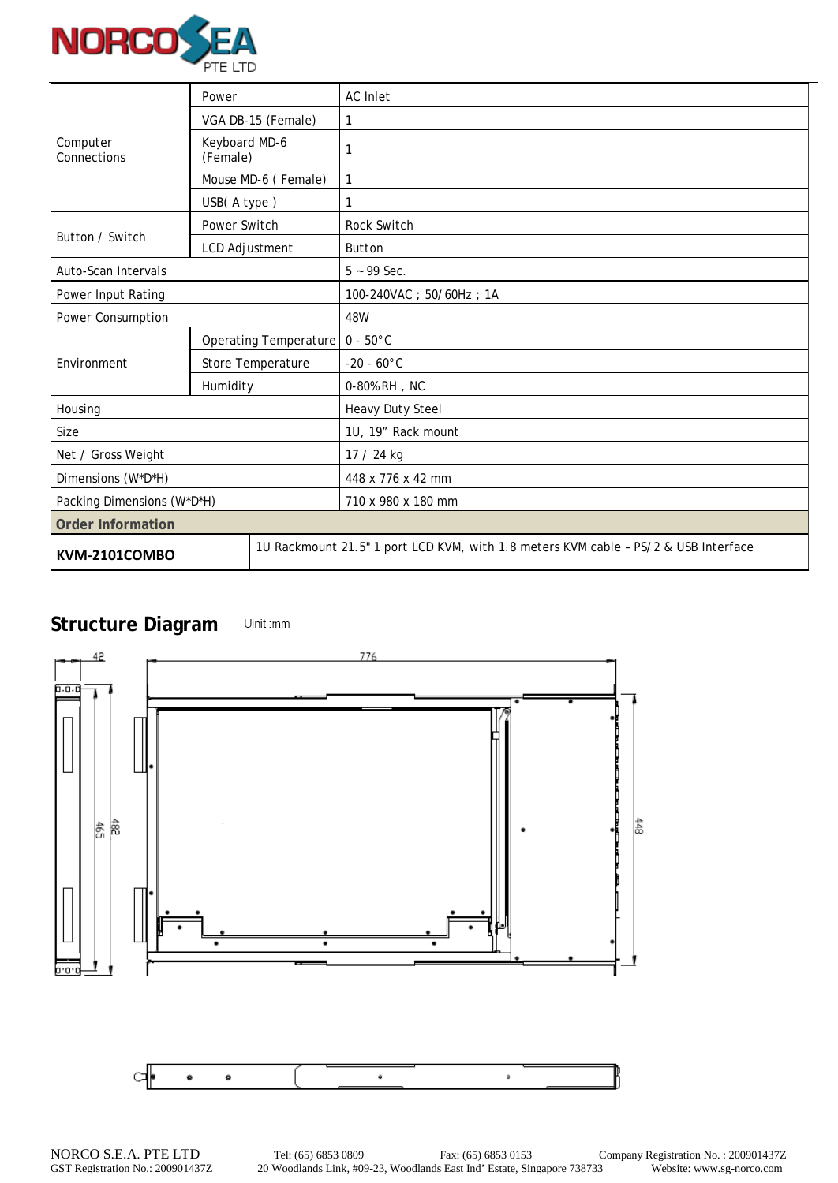| | | |
|---|---|---|
| Computer Connections | Power | AC Inlet |
| | VGA DB-15 (Female) | 1 |
| | Keyboard MD-6 (Female) | 1 |
| | Mouse MD-6 ( Female) | 1 |
| | USB( A type ) | 1 |
| Button / Switch | Power Switch | Rock Switch |
| | LCD Adjustment | Button |
| Auto-Scan Intervals | | 5 ~ 99 Sec. |
| Power Input Rating | | 100-240VAC ; 50/60Hz ; 1A |
| Power Consumption | | 48W |
| Environment | Operating Temperature | 0 - 50°C |
| | Store Temperature | -20 - 60°C |
| | Humidity | 0-80%RH , NC |
| Housing | | Heavy Duty Steel |
| Size | | 1U, 19" Rack mount |
| Net / Gross Weight | | 17 / 24 kg |
| Dimensions (W*D*H) | | 448 x 776 x 42 mm |
| Packing Dimensions (W*D*H) | | 710 x 980 x 180 mm |

**Order Information**

| | |
|---|---|
| **KVM-2101COMBO** | 1U Rackmount 21.5" 1 port LCD KVM, with 1.8 meters KVM cable – PS/2 & USB Interface |

## Structure Diagram

Uinit :mm

42

776

465

482

448